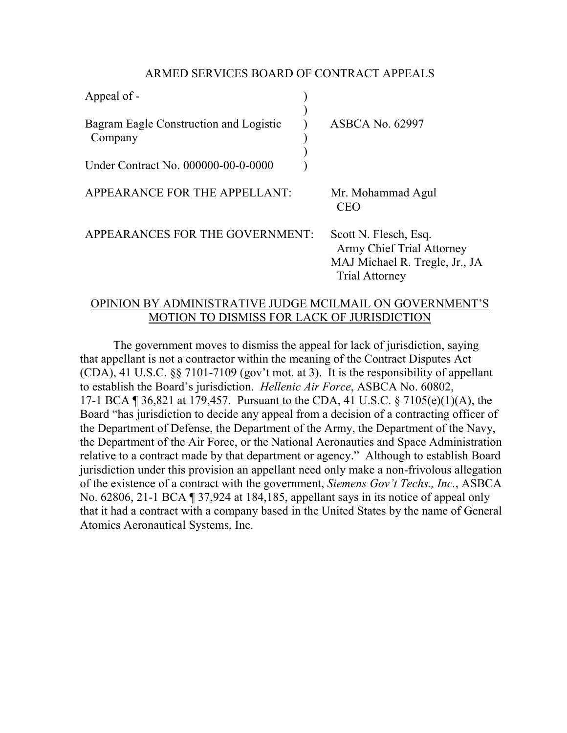ARMED SERVICES BOARD OF CONTRACT APPEALS

| | | |
|---|---|---|
| Appeal of - | ) | |
| | ) | |
| Bagram Eagle Construction and Logistic Company | ) | ASBCA No. 62997 |
| | ) | |
| Under Contract No. 000000-00-0-0000 | ) | |

APPEARANCE FOR THE APPELLANT: Mr. Mohammad Agul
CEO

APPEARANCES FOR THE GOVERNMENT: Scott N. Flesch, Esq.
Army Chief Trial Attorney
MAJ Michael R. Tregle, Jr., JA
Trial Attorney

OPINION BY ADMINISTRATIVE JUDGE MCILMAIL ON GOVERNMENT'S MOTION TO DISMISS FOR LACK OF JURISDICTION

The government moves to dismiss the appeal for lack of jurisdiction, saying that appellant is not a contractor within the meaning of the Contract Disputes Act (CDA), 41 U.S.C. §§ 7101-7109 (gov't mot. at 3). It is the responsibility of appellant to establish the Board's jurisdiction. *Hellenic Air Force*, ASBCA No. 60802, 17-1 BCA ¶ 36,821 at 179,457. Pursuant to the CDA, 41 U.S.C. § 7105(e)(1)(A), the Board "has jurisdiction to decide any appeal from a decision of a contracting officer of the Department of Defense, the Department of the Army, the Department of the Navy, the Department of the Air Force, or the National Aeronautics and Space Administration relative to a contract made by that department or agency." Although to establish Board jurisdiction under this provision an appellant need only make a non-frivolous allegation of the existence of a contract with the government, *Siemens Gov't Techs., Inc.*, ASBCA No. 62806, 21-1 BCA ¶ 37,924 at 184,185, appellant says in its notice of appeal only that it had a contract with a company based in the United States by the name of General Atomics Aeronautical Systems, Inc.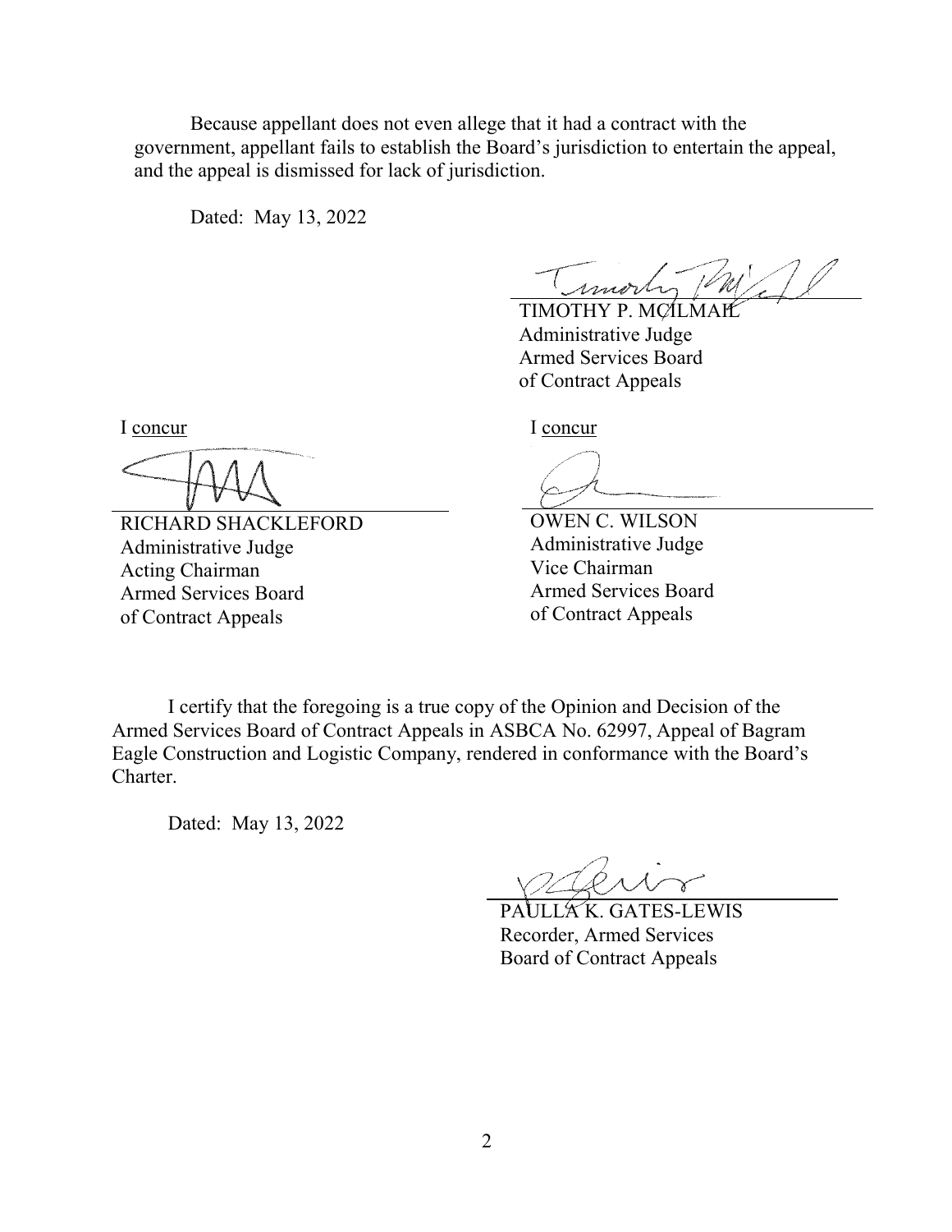Because appellant does not even allege that it had a contract with the government, appellant fails to establish the Board's jurisdiction to entertain the appeal, and the appeal is dismissed for lack of jurisdiction.

Dated: May 13, 2022

TIMOTHY P. MCILMAIL
Administrative Judge
Armed Services Board
of Contract Appeals

I concur

RICHARD SHACKLEFORD
Administrative Judge
Acting Chairman
Armed Services Board
of Contract Appeals

I concur

OWEN C. WILSON
Administrative Judge
Vice Chairman
Armed Services Board
of Contract Appeals

I certify that the foregoing is a true copy of the Opinion and Decision of the Armed Services Board of Contract Appeals in ASBCA No. 62997, Appeal of Bagram Eagle Construction and Logistic Company, rendered in conformance with the Board's Charter.

Dated: May 13, 2022

PAULLA K. GATES-LEWIS
Recorder, Armed Services
Board of Contract Appeals